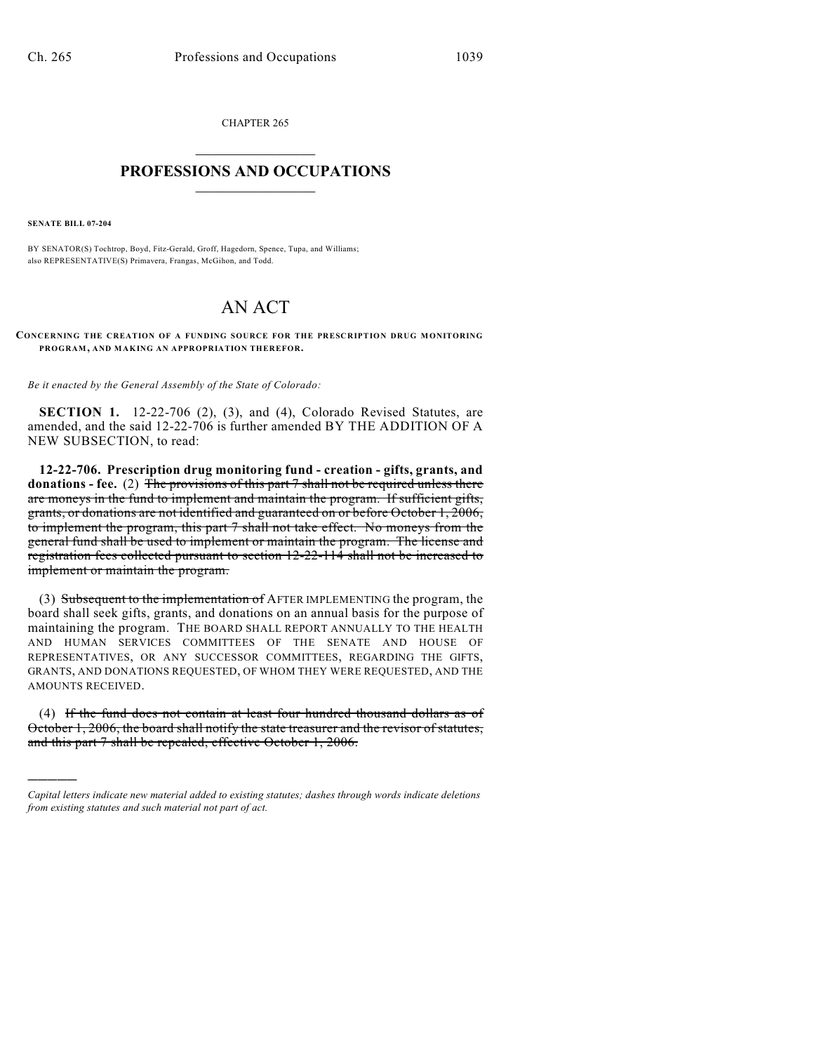CHAPTER 265

# PROFESSIONS AND OCCUPATIONS

**SENATE BILL 07-204**

BY SENATOR(S) Tochtrop, Boyd, Fitz-Gerald, Groff, Hagedorn, Spence, Tupa, and Williams;
also REPRESENTATIVE(S) Primavera, Frangas, McGihon, and Todd.

# AN ACT

**CONCERNING THE CREATION OF A FUNDING SOURCE FOR THE PRESCRIPTION DRUG MONITORING PROGRAM, AND MAKING AN APPROPRIATION THEREFOR.**

*Be it enacted by the General Assembly of the State of Colorado:*

**SECTION 1.** 12-22-706 (2), (3), and (4), Colorado Revised Statutes, are amended, and the said 12-22-706 is further amended BY THE ADDITION OF A NEW SUBSECTION, to read:

**12-22-706. Prescription drug monitoring fund - creation - gifts, grants, and donations - fee.** (2) ~~The provisions of this part 7 shall not be required unless there are moneys in the fund to implement and maintain the program. If sufficient gifts, grants, or donations are not identified and guaranteed on or before October 1, 2006, to implement the program, this part 7 shall not take effect. No moneys from the general fund shall be used to implement or maintain the program. The license and registration fees collected pursuant to section 12-22-114 shall not be increased to implement or maintain the program.~~

(3) ~~Subsequent to the implementation of~~ AFTER IMPLEMENTING the program, the board shall seek gifts, grants, and donations on an annual basis for the purpose of maintaining the program. THE BOARD SHALL REPORT ANNUALLY TO THE HEALTH AND HUMAN SERVICES COMMITTEES OF THE SENATE AND HOUSE OF REPRESENTATIVES, OR ANY SUCCESSOR COMMITTEES, REGARDING THE GIFTS, GRANTS, AND DONATIONS REQUESTED, OF WHOM THEY WERE REQUESTED, AND THE AMOUNTS RECEIVED.

(4) ~~If the fund does not contain at least four hundred thousand dollars as of October 1, 2006, the board shall notify the state treasurer and the revisor of statutes, and this part 7 shall be repealed, effective October 1, 2006.~~

---

*Capital letters indicate new material added to existing statutes; dashes through words indicate deletions from existing statutes and such material not part of act.*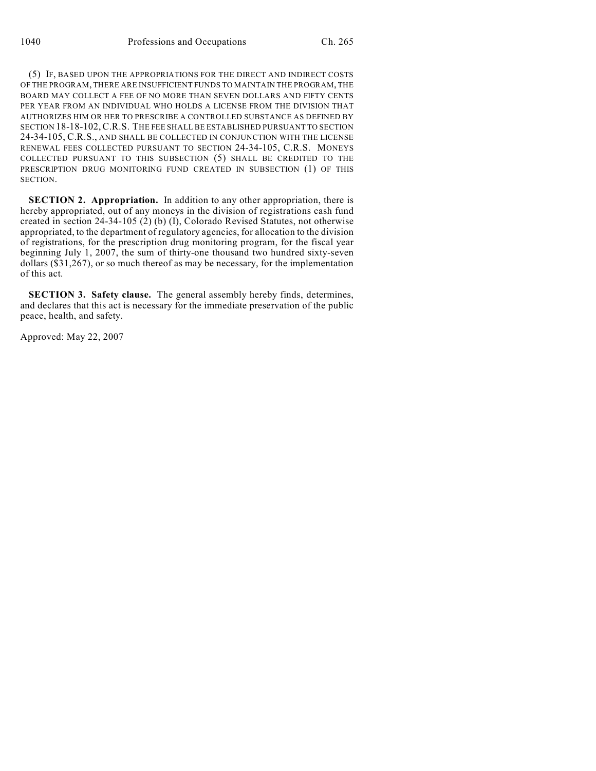(5) IF, BASED UPON THE APPROPRIATIONS FOR THE DIRECT AND INDIRECT COSTS OF THE PROGRAM, THERE ARE INSUFFICIENT FUNDS TO MAINTAIN THE PROGRAM, THE BOARD MAY COLLECT A FEE OF NO MORE THAN SEVEN DOLLARS AND FIFTY CENTS PER YEAR FROM AN INDIVIDUAL WHO HOLDS A LICENSE FROM THE DIVISION THAT AUTHORIZES HIM OR HER TO PRESCRIBE A CONTROLLED SUBSTANCE AS DEFINED BY SECTION 18-18-102, C.R.S. THE FEE SHALL BE ESTABLISHED PURSUANT TO SECTION 24-34-105, C.R.S., AND SHALL BE COLLECTED IN CONJUNCTION WITH THE LICENSE RENEWAL FEES COLLECTED PURSUANT TO SECTION 24-34-105, C.R.S. MONEYS COLLECTED PURSUANT TO THIS SUBSECTION (5) SHALL BE CREDITED TO THE PRESCRIPTION DRUG MONITORING FUND CREATED IN SUBSECTION (1) OF THIS SECTION.

**SECTION 2. Appropriation.** In addition to any other appropriation, there is hereby appropriated, out of any moneys in the division of registrations cash fund created in section 24-34-105 (2) (b) (I), Colorado Revised Statutes, not otherwise appropriated, to the department of regulatory agencies, for allocation to the division of registrations, for the prescription drug monitoring program, for the fiscal year beginning July 1, 2007, the sum of thirty-one thousand two hundred sixty-seven dollars ($31,267), or so much thereof as may be necessary, for the implementation of this act.

**SECTION 3. Safety clause.** The general assembly hereby finds, determines, and declares that this act is necessary for the immediate preservation of the public peace, health, and safety.

Approved: May 22, 2007